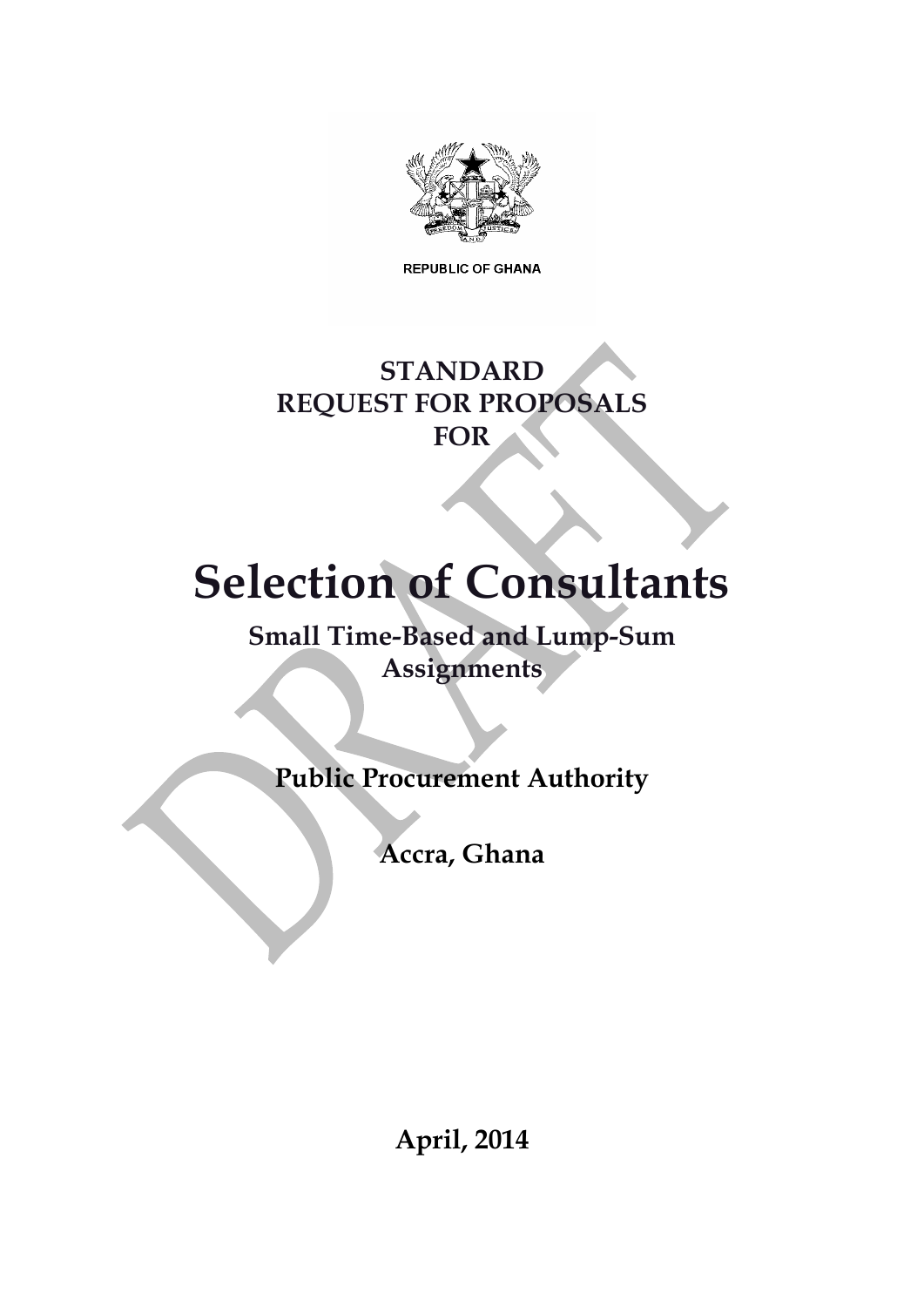REPUBLIC OF GHANA

# STANDARD REQUEST FOR PROPOSALS FOR

# Selection of Consultants

## Small Time-Based and Lump-Sum Assignments

**Public Procurement Authority**

**Accra, Ghana**

**April, 2014**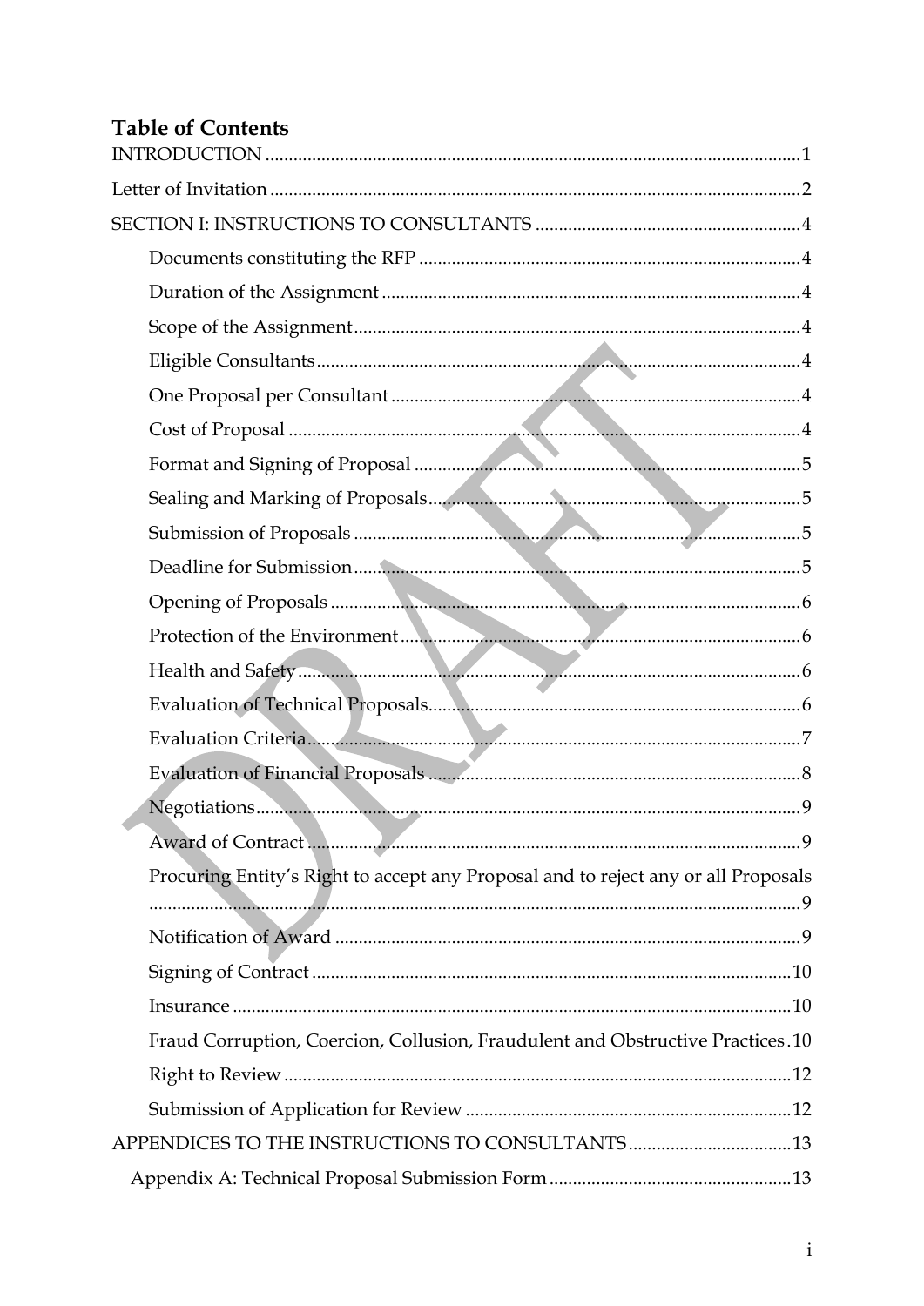# Table of Contents

INTRODUCTION .......... 1

Letter of Invitation .......... 2

SECTION I: INSTRUCTIONS TO CONSULTANTS .......... 4

- Documents constituting the RFP .......... 4
- Duration of the Assignment .......... 4
- Scope of the Assignment .......... 4
- Eligible Consultants .......... 4
- One Proposal per Consultant .......... 4
- Cost of Proposal .......... 4
- Format and Signing of Proposal .......... 5
- Sealing and Marking of Proposals .......... 5
- Submission of Proposals .......... 5
- Deadline for Submission .......... 5
- Opening of Proposals .......... 6
- Protection of the Environment .......... 6
- Health and Safety .......... 6
- Evaluation of Technical Proposals .......... 6
- Evaluation Criteria .......... 7
- Evaluation of Financial Proposals .......... 8
- Negotiations .......... 9
- Award of Contract .......... 9
- Procuring Entity's Right to accept any Proposal and to reject any or all Proposals .......... 9
- Notification of Award .......... 9
- Signing of Contract .......... 10
- Insurance .......... 10
- Fraud Corruption, Coercion, Collusion, Fraudulent and Obstructive Practices .......... 10
- Right to Review .......... 12
- Submission of Application for Review .......... 12

APPENDICES TO THE INSTRUCTIONS TO CONSULTANTS .......... 13

- Appendix A: Technical Proposal Submission Form .......... 13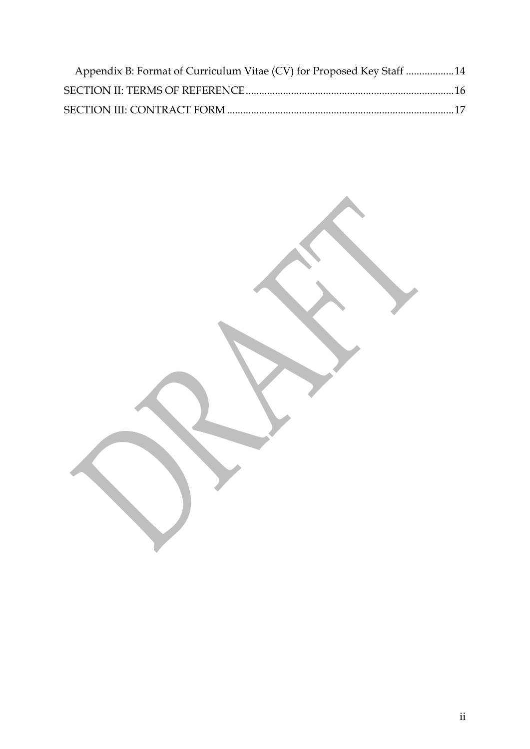Appendix B: Format of Curriculum Vitae (CV) for Proposed Key Staff ..................14

SECTION II: TERMS OF REFERENCE.............................................................................16

SECTION III: CONTRACT FORM ....................................................................................17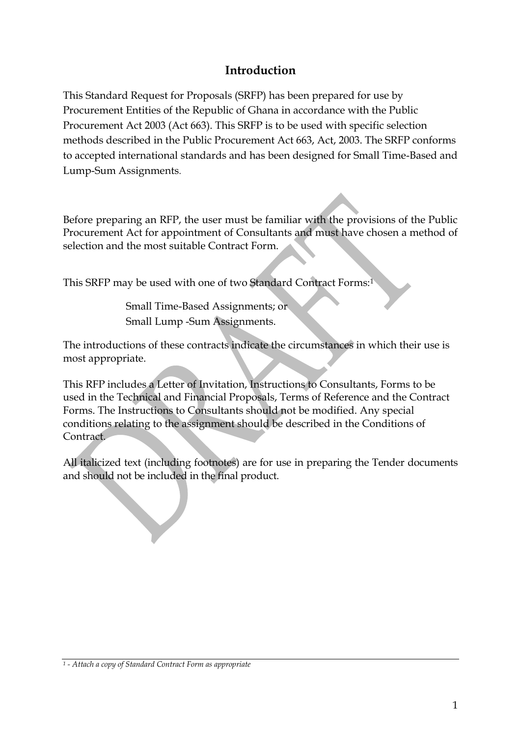## Introduction

This Standard Request for Proposals (SRFP) has been prepared for use by Procurement Entities of the Republic of Ghana in accordance with the Public Procurement Act 2003 (Act 663). This SRFP is to be used with specific selection methods described in the Public Procurement Act 663, Act, 2003. The SRFP conforms to accepted international standards and has been designed for Small Time-Based and Lump-Sum Assignments.

Before preparing an RFP, the user must be familiar with the provisions of the Public Procurement Act for appointment of Consultants and must have chosen a method of selection and the most suitable Contract Form.

This SRFP may be used with one of two Standard Contract Forms:[1]

Small Time-Based Assignments; or
Small Lump -Sum Assignments.

The introductions of these contracts indicate the circumstances in which their use is most appropriate.

This RFP includes a Letter of Invitation, Instructions to Consultants, Forms to be used in the Technical and Financial Proposals, Terms of Reference and the Contract Forms. The Instructions to Consultants should not be modified. Any special conditions relating to the assignment should be described in the Conditions of Contract.

All italicized text (including footnotes) are for use in preparing the Tender documents and should not be included in the final product.

---

*1 - Attach a copy of Standard Contract Form as appropriate*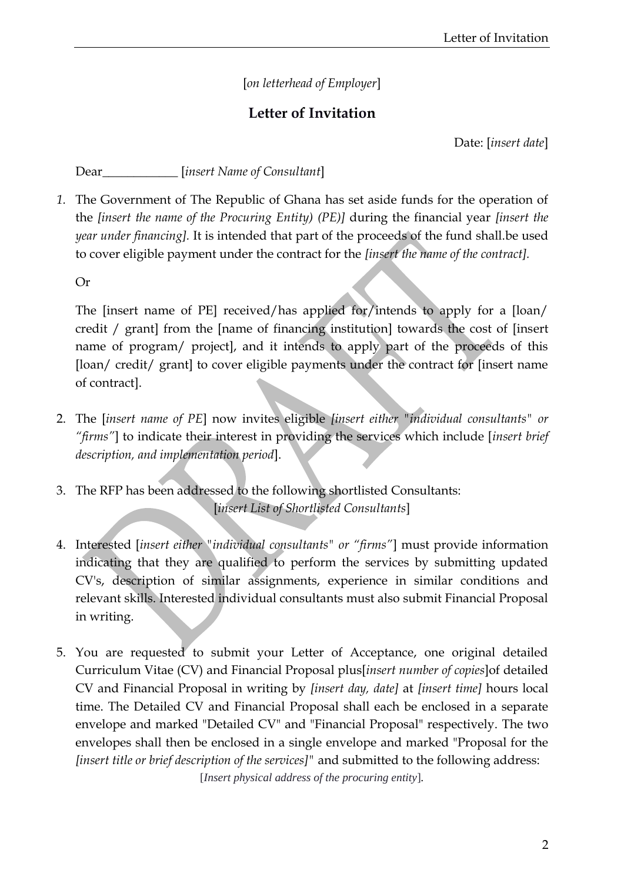*[on letterhead of Employer]*

## Letter of Invitation

Date: [*insert date*]

Dear\_\_\_\_\_\_\_\_\_\_\_\_ [*insert Name of Consultant*]

*1.* The Government of The Republic of Ghana has set aside funds for the operation of the *[insert the name of the Procuring Entity) (PE)]* during the financial year *[insert the year under financing].* It is intended that part of the proceeds of the fund shall.be used to cover eligible payment under the contract for the *[insert the name of the contract].*

   Or

   The [insert name of PE] received/has applied for/intends to apply for a [loan/ credit / grant] from the [name of financing institution] towards the cost of [insert name of program/ project], and it intends to apply part of the proceeds of this [loan/ credit/ grant] to cover eligible payments under the contract for [insert name of contract].

2. The [*insert name of PE*] now invites eligible *[insert either "individual consultants" or "firms"*] to indicate their interest in providing the services which include [*insert brief description, and implementation period*].

3. The RFP has been addressed to the following shortlisted Consultants:
   [*insert List of Shortlisted Consultants*]

4. Interested [*insert either "individual consultants" or "firms"*] must provide information indicating that they are qualified to perform the services by submitting updated CV's, description of similar assignments, experience in similar conditions and relevant skills. Interested individual consultants must also submit Financial Proposal in writing.

5. You are requested to submit your Letter of Acceptance, one original detailed Curriculum Vitae (CV) and Financial Proposal plus[*insert number of copies*]of detailed CV and Financial Proposal in writing by *[insert day, date]* at *[insert time]* hours local time. The Detailed CV and Financial Proposal shall each be enclosed in a separate envelope and marked "Detailed CV" and "Financial Proposal" respectively. The two envelopes shall then be enclosed in a single envelope and marked "Proposal for the *[insert title or brief description of the services]*" and submitted to the following address:
   [*Insert physical address of the procuring entity*].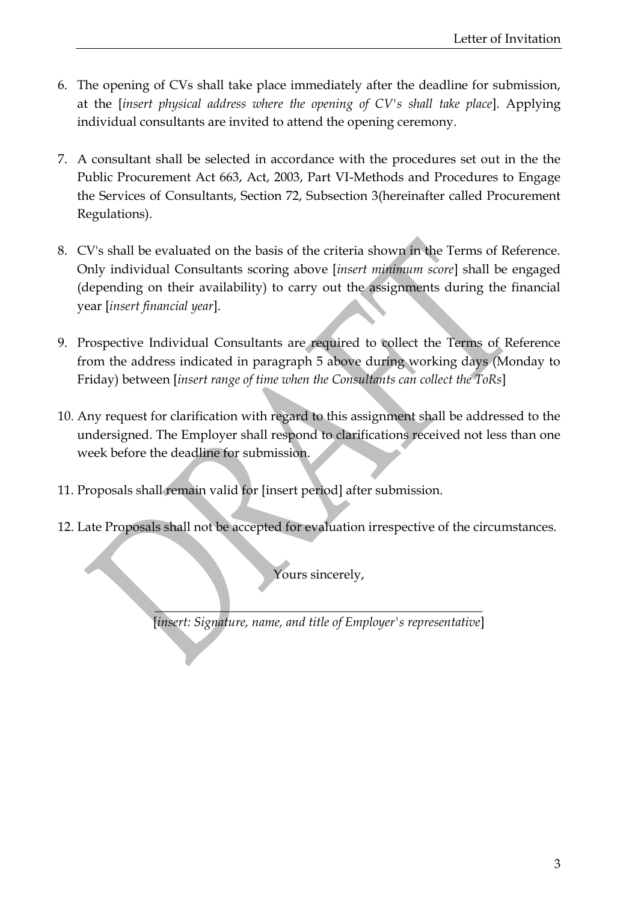6. The opening of CVs shall take place immediately after the deadline for submission, at the [*insert physical address where the opening of CV's shall take place*]. Applying individual consultants are invited to attend the opening ceremony.

7. A consultant shall be selected in accordance with the procedures set out in the the Public Procurement Act 663, Act, 2003, Part VI-Methods and Procedures to Engage the Services of Consultants, Section 72, Subsection 3(hereinafter called Procurement Regulations).

8. CV's shall be evaluated on the basis of the criteria shown in the Terms of Reference. Only individual Consultants scoring above [*insert minimum score*] shall be engaged (depending on their availability) to carry out the assignments during the financial year [*insert financial year*].

9. Prospective Individual Consultants are required to collect the Terms of Reference from the address indicated in paragraph 5 above during working days (Monday to Friday) between [*insert range of time when the Consultants can collect the ToRs*]

10. Any request for clarification with regard to this assignment shall be addressed to the undersigned. The Employer shall respond to clarifications received not less than one week before the deadline for submission.

11. Proposals shall remain valid for [insert period] after submission.

12. Late Proposals shall not be accepted for evaluation irrespective of the circumstances.

Yours sincerely,

\_\_\_\_\_\_\_\_\_\_\_\_\_\_\_\_\_\_\_\_\_\_\_\_\_\_\_\_\_\_\_\_\_\_\_\_\_\_\_\_\_\_\_\_

[*insert: Signature, name, and title of Employer's representative*]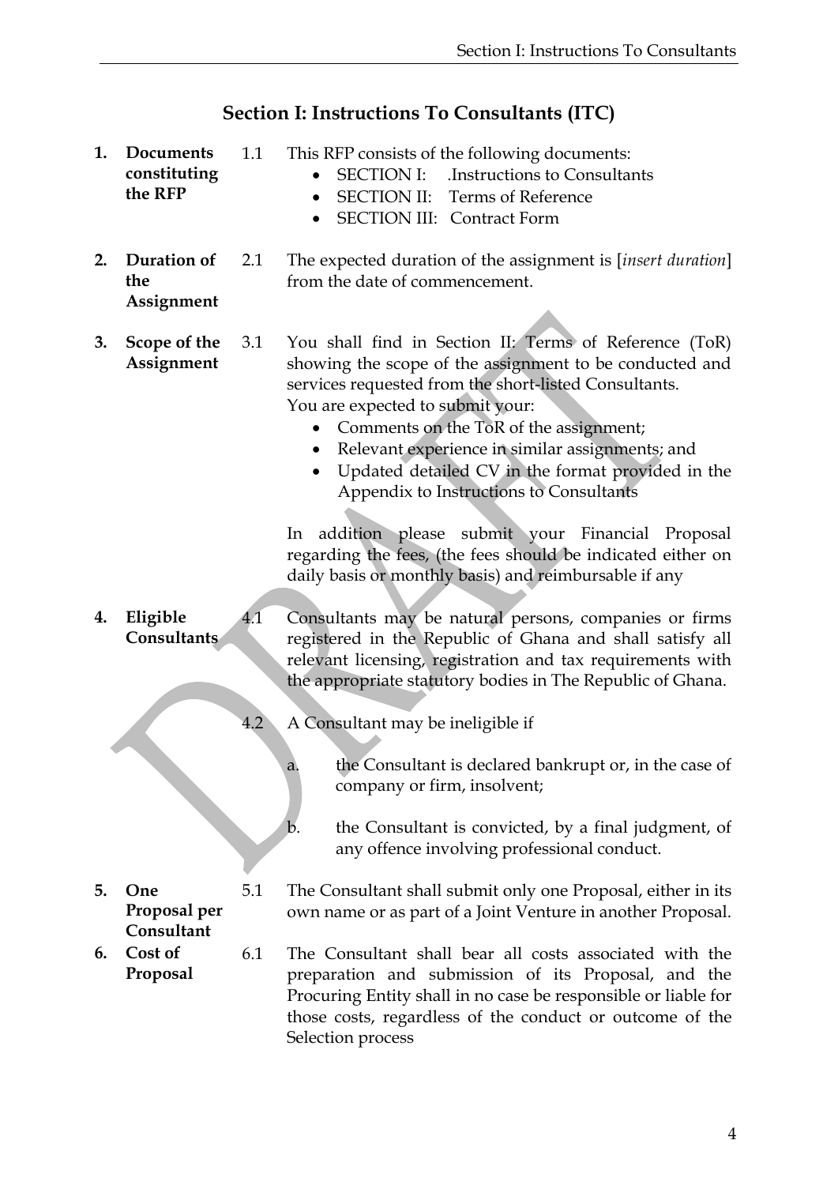## Section I: Instructions To Consultants (ITC)

**1. Documents constituting the RFP**

1.1 This RFP consists of the following documents:

- SECTION I: .Instructions to Consultants
- SECTION II: Terms of Reference
- SECTION III: Contract Form

**2. Duration of the Assignment**

2.1 The expected duration of the assignment is [*insert duration*] from the date of commencement.

**3. Scope of the Assignment**

3.1 You shall find in Section II: Terms of Reference (ToR) showing the scope of the assignment to be conducted and services requested from the short-listed Consultants.
You are expected to submit your:

- Comments on the ToR of the assignment;
- Relevant experience in similar assignments; and
- Updated detailed CV in the format provided in the Appendix to Instructions to Consultants

In addition please submit your Financial Proposal regarding the fees, (the fees should be indicated either on daily basis or monthly basis) and reimbursable if any

**4. Eligible Consultants**

4.1 Consultants may be natural persons, companies or firms registered in the Republic of Ghana and shall satisfy all relevant licensing, registration and tax requirements with the appropriate statutory bodies in The Republic of Ghana.

4.2 A Consultant may be ineligible if

a. the Consultant is declared bankrupt or, in the case of company or firm, insolvent;

b. the Consultant is convicted, by a final judgment, of any offence involving professional conduct.

**5. One Proposal per Consultant**

5.1 The Consultant shall submit only one Proposal, either in its own name or as part of a Joint Venture in another Proposal.

**6. Cost of Proposal**

6.1 The Consultant shall bear all costs associated with the preparation and submission of its Proposal, and the Procuring Entity shall in no case be responsible or liable for those costs, regardless of the conduct or outcome of the Selection process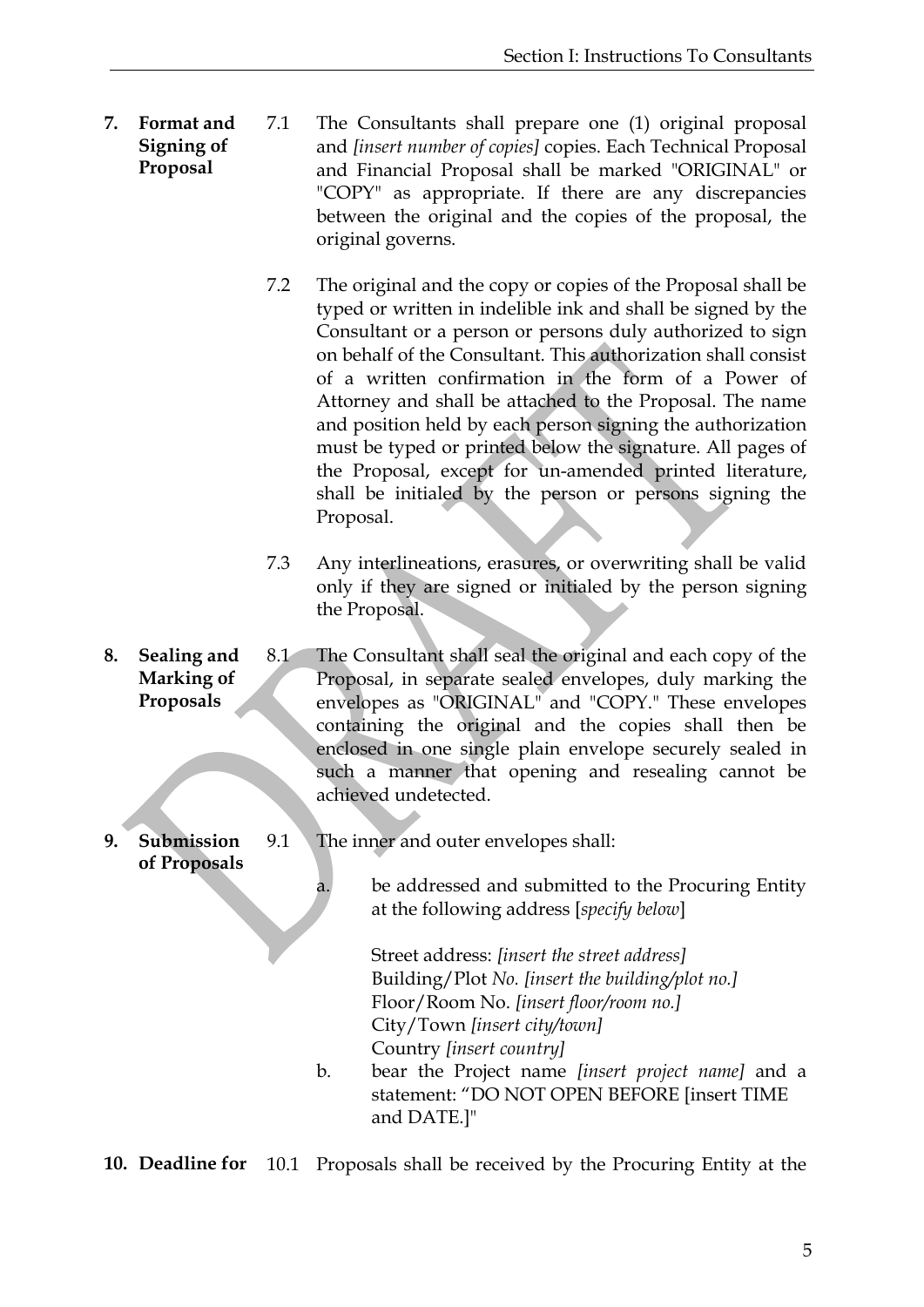**7. Format and Signing of Proposal**

7.1 The Consultants shall prepare one (1) original proposal and *[insert number of copies]* copies. Each Technical Proposal and Financial Proposal shall be marked "ORIGINAL" or "COPY" as appropriate. If there are any discrepancies between the original and the copies of the proposal, the original governs.

7.2 The original and the copy or copies of the Proposal shall be typed or written in indelible ink and shall be signed by the Consultant or a person or persons duly authorized to sign on behalf of the Consultant. This authorization shall consist of a written confirmation in the form of a Power of Attorney and shall be attached to the Proposal. The name and position held by each person signing the authorization must be typed or printed below the signature. All pages of the Proposal, except for un-amended printed literature, shall be initialed by the person or persons signing the Proposal.

7.3 Any interlineations, erasures, or overwriting shall be valid only if they are signed or initialed by the person signing the Proposal.

**8. Sealing and Marking of Proposals**

8.1 The Consultant shall seal the original and each copy of the Proposal, in separate sealed envelopes, duly marking the envelopes as "ORIGINAL" and "COPY." These envelopes containing the original and the copies shall then be enclosed in one single plain envelope securely sealed in such a manner that opening and resealing cannot be achieved undetected.

**9. Submission of Proposals**

9.1 The inner and outer envelopes shall:

a. be addressed and submitted to the Procuring Entity at the following address [*specify below*]

Street address: *[insert the street address]*
Building/Plot *No. [insert the building/plot no.]*
Floor/Room No. *[insert floor/room no.]*
City/Town *[insert city/town]*
Country *[insert country]*

b. bear the Project name *[insert project name]* and a statement: "DO NOT OPEN BEFORE [insert TIME and DATE.]"

**10. Deadline for**

10.1 Proposals shall be received by the Procuring Entity at the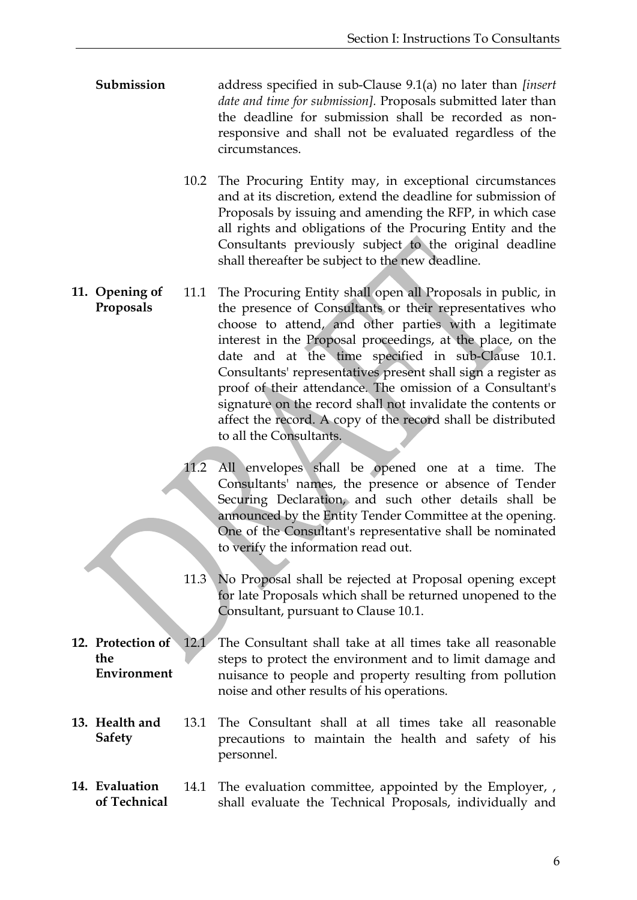**Submission** address specified in sub-Clause 9.1(a) no later than *[insert date and time for submission].* Proposals submitted later than the deadline for submission shall be recorded as non-responsive and shall not be evaluated regardless of the circumstances.

10.2 The Procuring Entity may, in exceptional circumstances and at its discretion, extend the deadline for submission of Proposals by issuing and amending the RFP, in which case all rights and obligations of the Procuring Entity and the Consultants previously subject to the original deadline shall thereafter be subject to the new deadline.

**11. Opening of Proposals**

11.1 The Procuring Entity shall open all Proposals in public, in the presence of Consultants or their representatives who choose to attend, and other parties with a legitimate interest in the Proposal proceedings, at the place, on the date and at the time specified in sub-Clause 10.1. Consultants' representatives present shall sign a register as proof of their attendance. The omission of a Consultant's signature on the record shall not invalidate the contents or affect the record. A copy of the record shall be distributed to all the Consultants.

11.2 All envelopes shall be opened one at a time. The Consultants' names, the presence or absence of Tender Securing Declaration, and such other details shall be announced by the Entity Tender Committee at the opening. One of the Consultant's representative shall be nominated to verify the information read out.

11.3 No Proposal shall be rejected at Proposal opening except for late Proposals which shall be returned unopened to the Consultant, pursuant to Clause 10.1.

**12. Protection of the Environment**

12.1 The Consultant shall take at all times take all reasonable steps to protect the environment and to limit damage and nuisance to people and property resulting from pollution noise and other results of his operations.

**13. Health and Safety**

13.1 The Consultant shall at all times take all reasonable precautions to maintain the health and safety of his personnel.

**14. Evaluation of Technical**

14.1 The evaluation committee, appointed by the Employer, , shall evaluate the Technical Proposals, individually and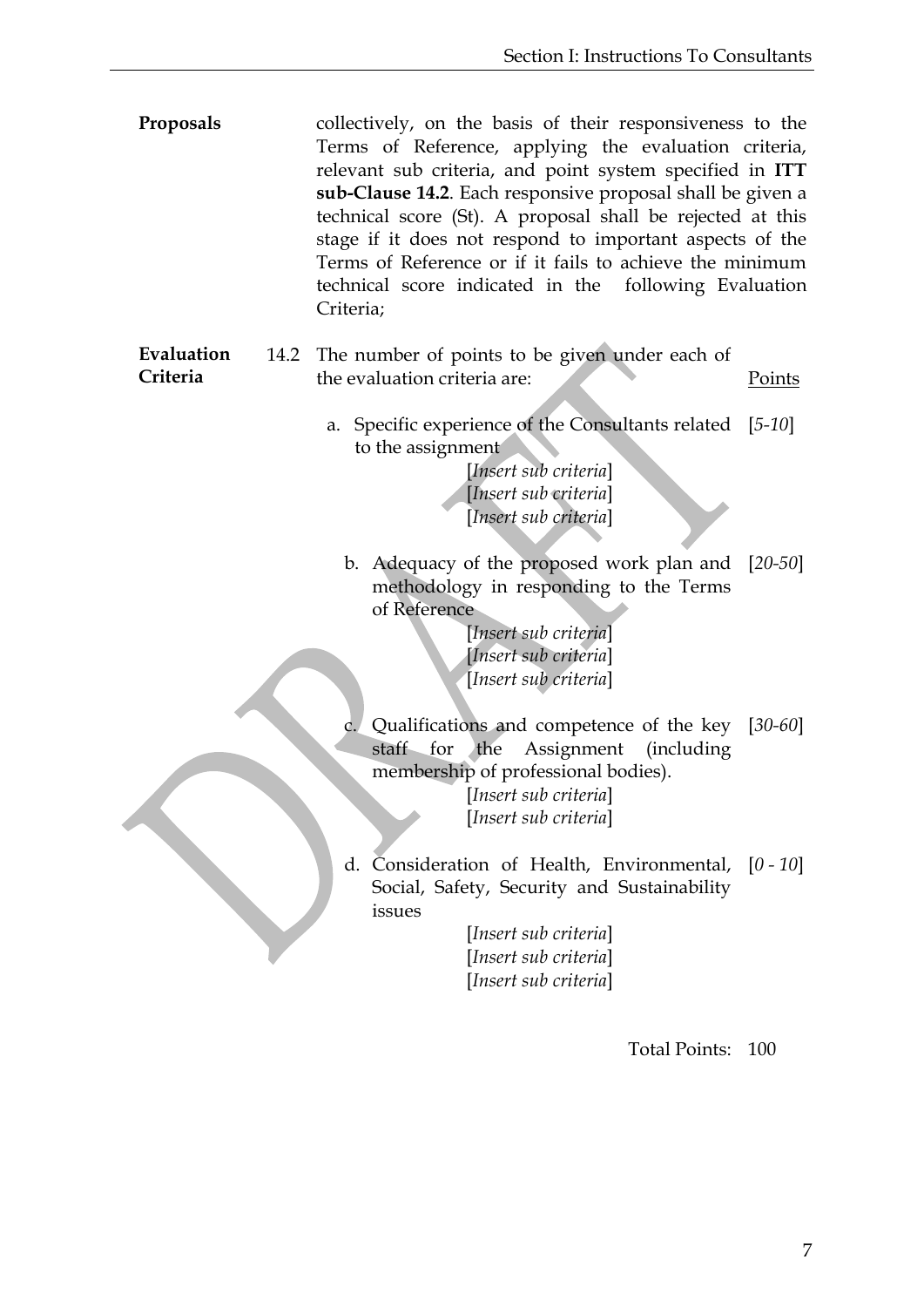**Proposals** collectively, on the basis of their responsiveness to the Terms of Reference, applying the evaluation criteria, relevant sub criteria, and point system specified in **ITT sub-Clause 14.2**. Each responsive proposal shall be given a technical score (St). A proposal shall be rejected at this stage if it does not respond to important aspects of the Terms of Reference or if it fails to achieve the minimum technical score indicated in the following Evaluation Criteria;

**Evaluation Criteria**

14.2 The number of points to be given under each of the evaluation criteria are: Points

a. Specific experience of the Consultants related to the assignment [*5-10*]

[*Insert sub criteria*]
[*Insert sub criteria*]
[*Insert sub criteria*]

b. Adequacy of the proposed work plan and methodology in responding to the Terms of Reference [*20-50*]

[*Insert sub criteria*]
[*Insert sub criteria*]
[*Insert sub criteria*]

c. Qualifications and competence of the key staff for the Assignment (including membership of professional bodies). [*30-60*]

[*Insert sub criteria*]
[*Insert sub criteria*]

d. Consideration of Health, Environmental, Social, Safety, Security and Sustainability issues [*0 - 10*]

[*Insert sub criteria*]
[*Insert sub criteria*]
[*Insert sub criteria*]

Total Points: 100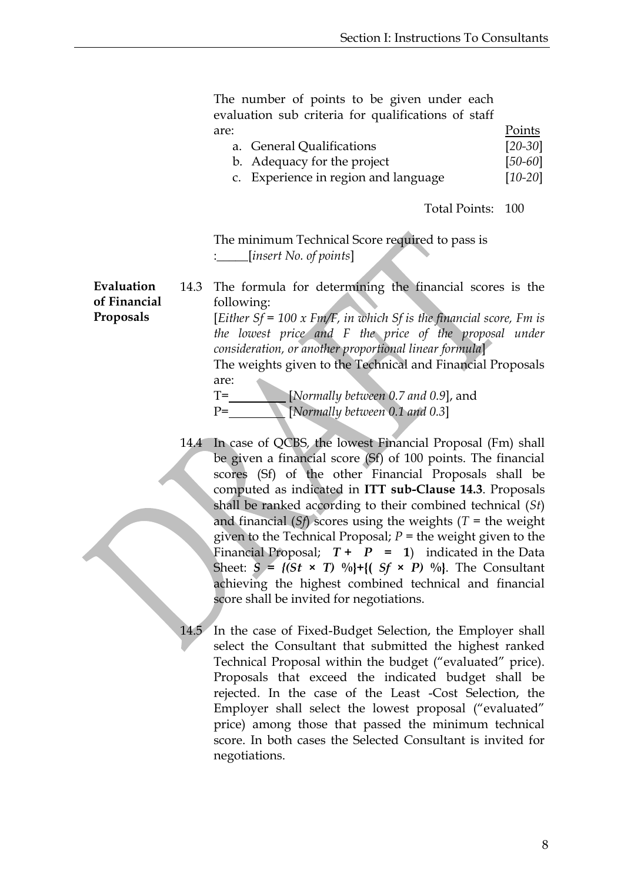The number of points to be given under each evaluation sub criteria for qualifications of staff are:

| | Points |
|---|---|
| a. General Qualifications | [*20-30*] |
| b. Adequacy for the project | [*50-60*] |
| c. Experience in region and language | [*10-20*] |
| Total Points: | 100 |

The minimum Technical Score required to pass is :_____[*insert No. of points*]

**Evaluation of Financial Proposals**

14.3 The formula for determining the financial scores is the following:
[*Either Sf = 100 x Fm/F, in which Sf is the financial score, Fm is the lowest price and F the price of the proposal under consideration, or another proportional linear formula*]
The weights given to the Technical and Financial Proposals are:
T=__________ [*Normally between 0.7 and 0.9*], and
P=__________ [*Normally between 0.1 and 0.3*]

14.4 In case of QCBS, the lowest Financial Proposal (Fm) shall be given a financial score (Sf) of 100 points. The financial scores (Sf) of the other Financial Proposals shall be computed as indicated in **ITT sub-Clause 14.3**. Proposals shall be ranked according to their combined technical (*St*) and financial (*Sf*) scores using the weights (*T* = the weight given to the Technical Proposal; *P* = the weight given to the Financial Proposal; ***T* + *P* = 1**) indicated in the Data Sheet: ***S* = {(*St* × *T*) %}+{( *Sf* × *P*) %}**. The Consultant achieving the highest combined technical and financial score shall be invited for negotiations.

14.5 In the case of Fixed-Budget Selection, the Employer shall select the Consultant that submitted the highest ranked Technical Proposal within the budget ("evaluated" price). Proposals that exceed the indicated budget shall be rejected. In the case of the Least -Cost Selection, the Employer shall select the lowest proposal ("evaluated" price) among those that passed the minimum technical score. In both cases the Selected Consultant is invited for negotiations.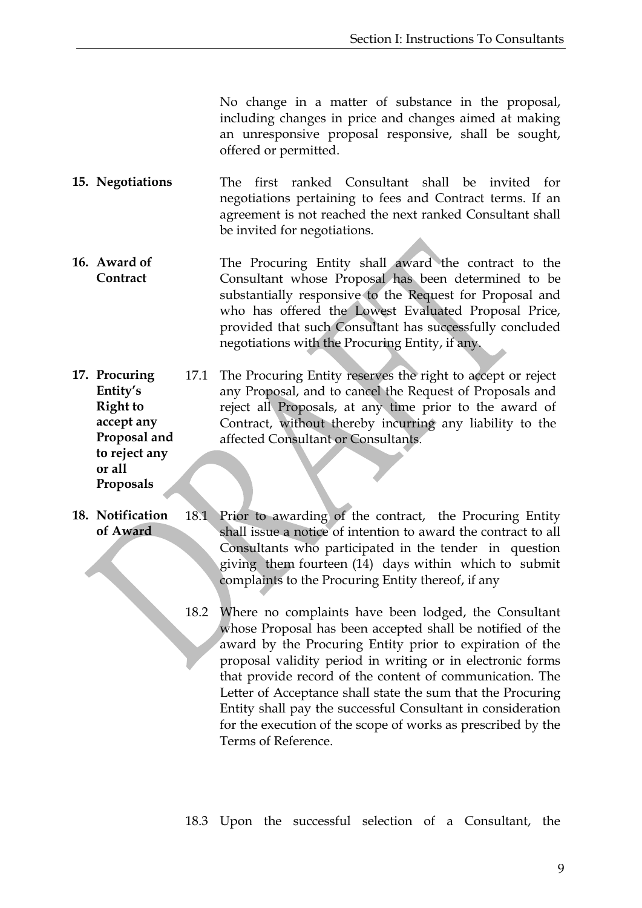No change in a matter of substance in the proposal, including changes in price and changes aimed at making an unresponsive proposal responsive, shall be sought, offered or permitted.

**15. Negotiations**

The first ranked Consultant shall be invited for negotiations pertaining to fees and Contract terms. If an agreement is not reached the next ranked Consultant shall be invited for negotiations.

**16. Award of Contract**

The Procuring Entity shall award the contract to the Consultant whose Proposal has been determined to be substantially responsive to the Request for Proposal and who has offered the Lowest Evaluated Proposal Price, provided that such Consultant has successfully concluded negotiations with the Procuring Entity, if any.

**17. Procuring Entity's Right to accept any Proposal and to reject any or all Proposals**

17.1 The Procuring Entity reserves the right to accept or reject any Proposal, and to cancel the Request of Proposals and reject all Proposals, at any time prior to the award of Contract, without thereby incurring any liability to the affected Consultant or Consultants.

**18. Notification of Award**

18.1 Prior to awarding of the contract, the Procuring Entity shall issue a notice of intention to award the contract to all Consultants who participated in the tender in question giving them fourteen (14) days within which to submit complaints to the Procuring Entity thereof, if any

18.2 Where no complaints have been lodged, the Consultant whose Proposal has been accepted shall be notified of the award by the Procuring Entity prior to expiration of the proposal validity period in writing or in electronic forms that provide record of the content of communication. The Letter of Acceptance shall state the sum that the Procuring Entity shall pay the successful Consultant in consideration for the execution of the scope of works as prescribed by the Terms of Reference.

18.3 Upon the successful selection of a Consultant, the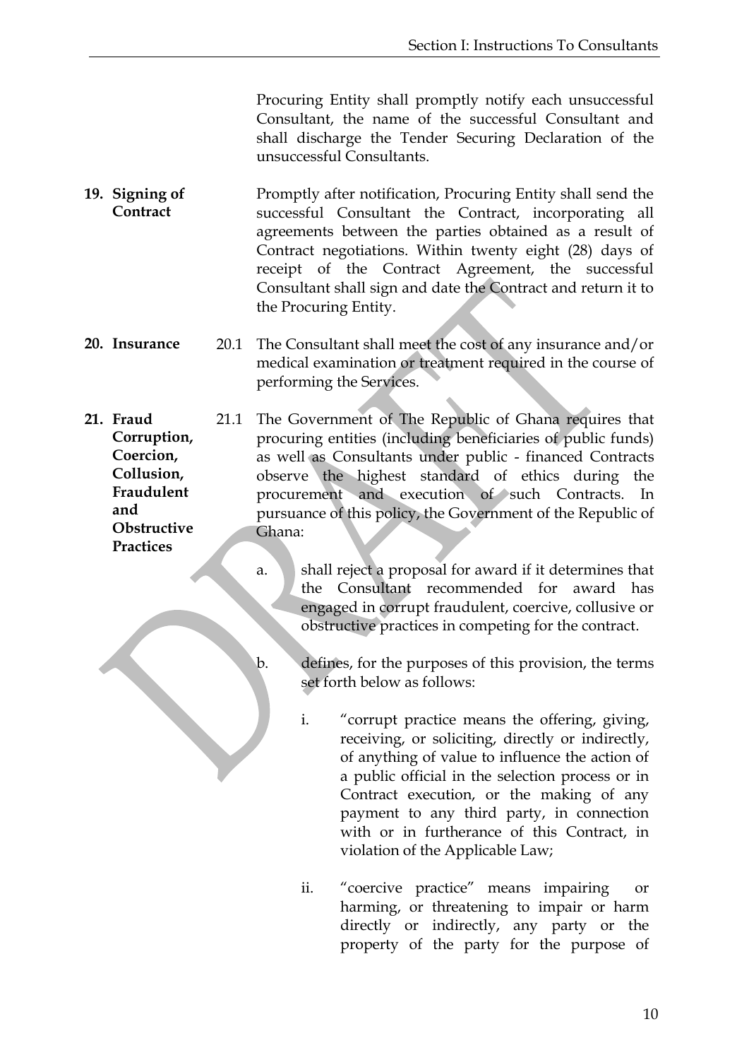Procuring Entity shall promptly notify each unsuccessful Consultant, the name of the successful Consultant and shall discharge the Tender Securing Declaration of the unsuccessful Consultants.

**19. Signing of Contract**

Promptly after notification, Procuring Entity shall send the successful Consultant the Contract, incorporating all agreements between the parties obtained as a result of Contract negotiations. Within twenty eight (28) days of receipt of the Contract Agreement, the successful Consultant shall sign and date the Contract and return it to the Procuring Entity.

**20. Insurance**

20.1 The Consultant shall meet the cost of any insurance and/or medical examination or treatment required in the course of performing the Services.

**21. Fraud Corruption, Coercion, Collusion, Fraudulent and Obstructive Practices**

21.1 The Government of The Republic of Ghana requires that procuring entities (including beneficiaries of public funds) as well as Consultants under public - financed Contracts observe the highest standard of ethics during the procurement and execution of such Contracts. In pursuance of this policy, the Government of the Republic of Ghana:

a. shall reject a proposal for award if it determines that the Consultant recommended for award has engaged in corrupt fraudulent, coercive, collusive or obstructive practices in competing for the contract.

b. defines, for the purposes of this provision, the terms set forth below as follows:

i. "corrupt practice means the offering, giving, receiving, or soliciting, directly or indirectly, of anything of value to influence the action of a public official in the selection process or in Contract execution, or the making of any payment to any third party, in connection with or in furtherance of this Contract, in violation of the Applicable Law;

ii. "coercive practice" means impairing or harming, or threatening to impair or harm directly or indirectly, any party or the property of the party for the purpose of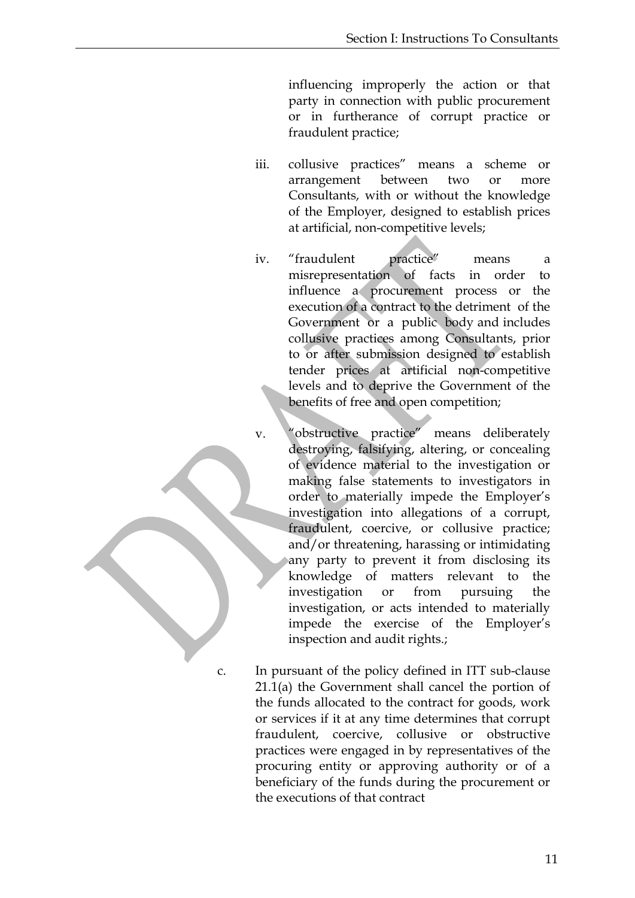influencing improperly the action or that party in connection with public procurement or in furtherance of corrupt practice or fraudulent practice;

iii. collusive practices" means a scheme or arrangement between two or more Consultants, with or without the knowledge of the Employer, designed to establish prices at artificial, non-competitive levels;

iv. "fraudulent practice" means a misrepresentation of facts in order to influence a procurement process or the execution of a contract to the detriment of the Government or a public body and includes collusive practices among Consultants, prior to or after submission designed to establish tender prices at artificial non-competitive levels and to deprive the Government of the benefits of free and open competition;

v. "obstructive practice" means deliberately destroying, falsifying, altering, or concealing of evidence material to the investigation or making false statements to investigators in order to materially impede the Employer's investigation into allegations of a corrupt, fraudulent, coercive, or collusive practice; and/or threatening, harassing or intimidating any party to prevent it from disclosing its knowledge of matters relevant to the investigation or from pursuing the investigation, or acts intended to materially impede the exercise of the Employer's inspection and audit rights.;

c. In pursuant of the policy defined in ITT sub-clause 21.1(a) the Government shall cancel the portion of the funds allocated to the contract for goods, work or services if it at any time determines that corrupt fraudulent, coercive, collusive or obstructive practices were engaged in by representatives of the procuring entity or approving authority or of a beneficiary of the funds during the procurement or the executions of that contract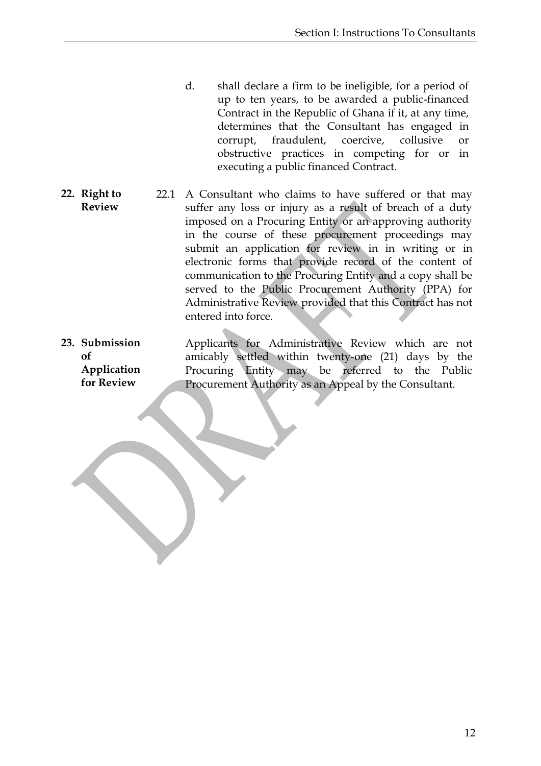d. shall declare a firm to be ineligible, for a period of up to ten years, to be awarded a public-financed Contract in the Republic of Ghana if it, at any time, determines that the Consultant has engaged in corrupt, fraudulent, coercive, collusive or obstructive practices in competing for or in executing a public financed Contract.

**22. Right to Review**

22.1 A Consultant who claims to have suffered or that may suffer any loss or injury as a result of breach of a duty imposed on a Procuring Entity or an approving authority in the course of these procurement proceedings may submit an application for review in in writing or in electronic forms that provide record of the content of communication to the Procuring Entity and a copy shall be served to the Public Procurement Authority (PPA) for Administrative Review provided that this Contract has not entered into force.

**23. Submission of Application for Review**

Applicants for Administrative Review which are not amicably settled within twenty-one (21) days by the Procuring Entity may be referred to the Public Procurement Authority as an Appeal by the Consultant.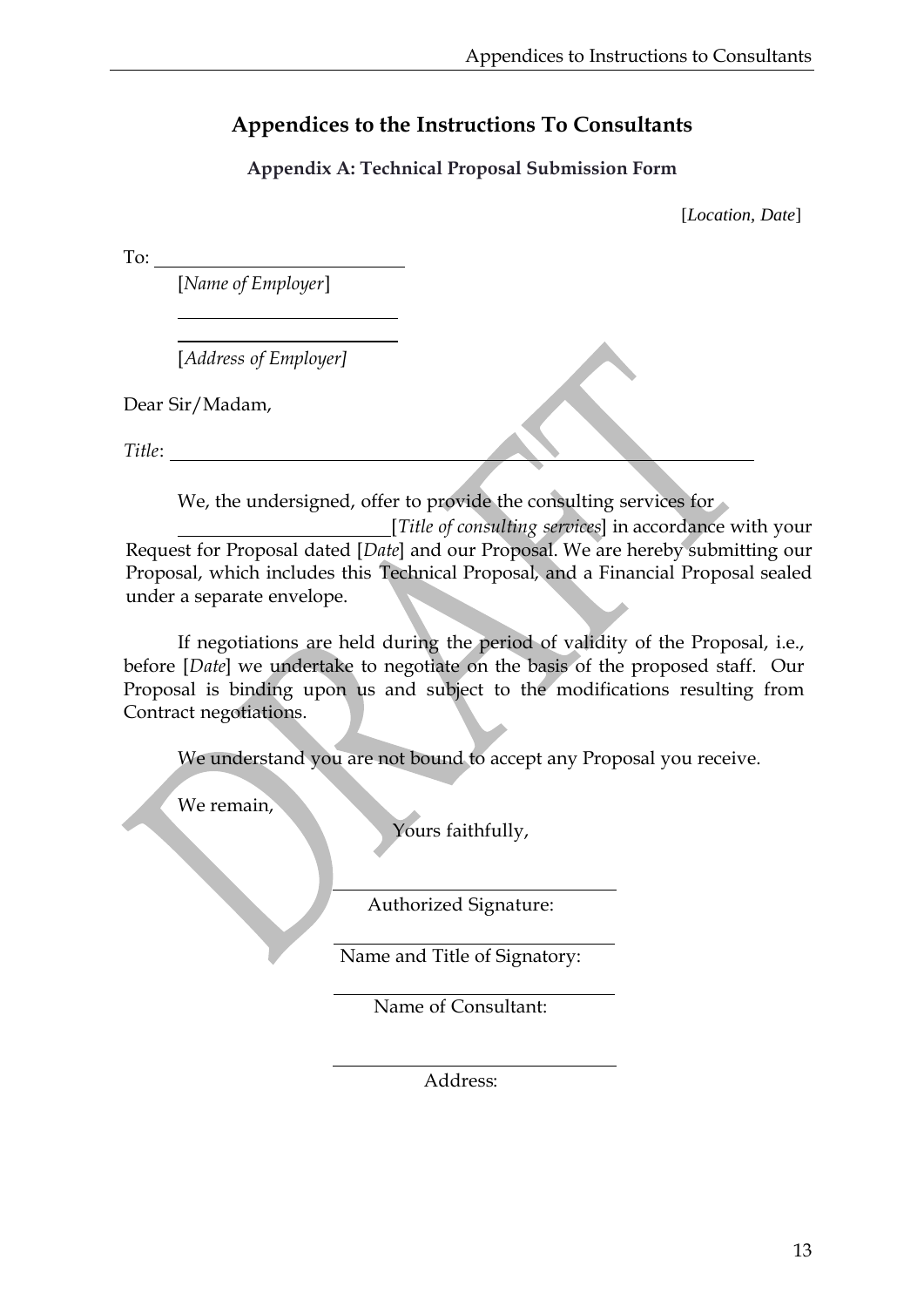# Appendices to the Instructions To Consultants

## Appendix A: Technical Proposal Submission Form

[*Location, Date*]

To: ____________________

[*Name of Employer*]

____________________

____________________

[*Address of Employer]*

Dear Sir/Madam,

*Title*: ____________________________________________

We, the undersigned, offer to provide the consulting services for ______________________[*Title of consulting services*] in accordance with your Request for Proposal dated [*Date*] and our Proposal. We are hereby submitting our Proposal, which includes this Technical Proposal, and a Financial Proposal sealed under a separate envelope.

If negotiations are held during the period of validity of the Proposal, i.e., before [*Date*] we undertake to negotiate on the basis of the proposed staff. Our Proposal is binding upon us and subject to the modifications resulting from Contract negotiations.

We understand you are not bound to accept any Proposal you receive.

We remain,

Yours faithfully,

____________________

Authorized Signature:

____________________

Name and Title of Signatory:

____________________

Name of Consultant:

____________________

Address: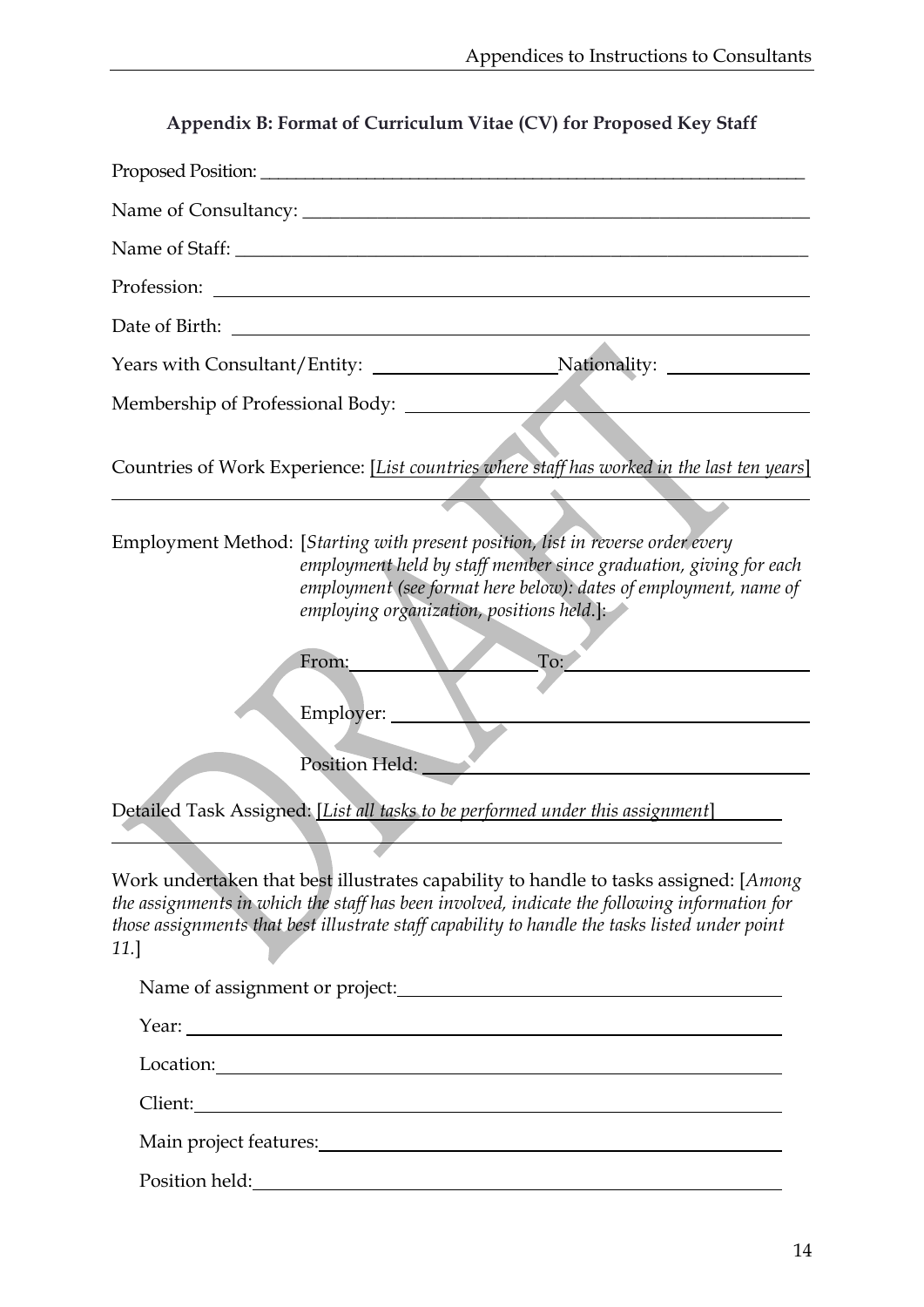## Appendix B: Format of Curriculum Vitae (CV) for Proposed Key Staff

Proposed Position: ______________________________

Name of Consultancy: ______________________________

Name of Staff: ______________________________

Profession: ______________________________

Date of Birth: ______________________________

Years with Consultant/Entity: ______________ Nationality: ______________

Membership of Professional Body: ______________________________

Countries of Work Experience: [*List countries where staff has worked in the last ten years*]

______________________________

Employment Method: [*Starting with present position, list in reverse order every employment held by staff member since graduation, giving for each employment (see format here below): dates of employment, name of employing organization, positions held.*]:

From: ______________ To: ______________

Employer: ______________________________

Position Held: ______________________________

Detailed Task Assigned: [*List all tasks to be performed under this assignment*]

______________________________

Work undertaken that best illustrates capability to handle to tasks assigned: [*Among the assignments in which the staff has been involved, indicate the following information for those assignments that best illustrate staff capability to handle the tasks listed under point 11.*]

Name of assignment or project: ______________________________

Year: ______________________________

Location: ______________________________

Client: ______________________________

Main project features: ______________________________

Position held: ______________________________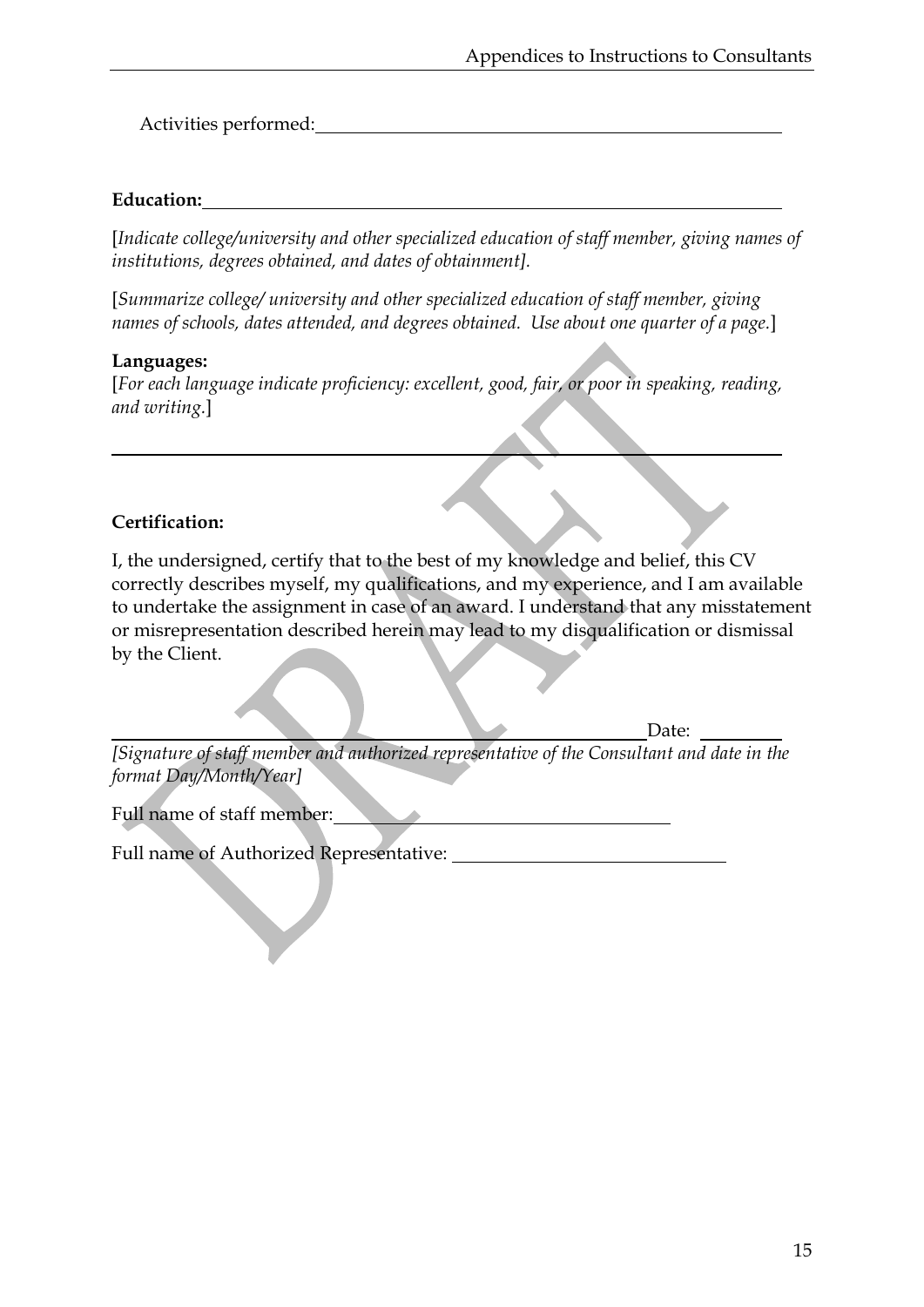Activities performed: \_\_\_\_\_\_\_\_\_\_\_\_\_\_\_\_\_\_\_\_\_\_\_\_\_\_\_\_\_\_\_\_\_\_\_\_

**Education:** \_\_\_\_\_\_\_\_\_\_\_\_\_\_\_\_\_\_\_\_\_\_\_\_\_\_\_\_\_\_\_\_\_\_\_\_

[*Indicate college/university and other specialized education of staff member, giving names of institutions, degrees obtained, and dates of obtainment].*

[*Summarize college/ university and other specialized education of staff member, giving names of schools, dates attended, and degrees obtained. Use about one quarter of a page.*]

**Languages:**
[*For each language indicate proficiency: excellent, good, fair, or poor in speaking, reading, and writing.*]

\_\_\_\_\_\_\_\_\_\_\_\_\_\_\_\_\_\_\_\_\_\_\_\_\_\_\_\_\_\_\_\_\_\_\_\_\_\_\_\_\_\_\_\_\_\_\_\_\_\_\_\_

**Certification:**

I, the undersigned, certify that to the best of my knowledge and belief, this CV correctly describes myself, my qualifications, and my experience, and I am available to undertake the assignment in case of an award. I understand that any misstatement or misrepresentation described herein may lead to my disqualification or dismissal by the Client.

\_\_\_\_\_\_\_\_\_\_\_\_\_\_\_\_\_\_\_\_\_\_\_\_\_\_\_\_\_\_\_\_\_\_\_\_\_\_\_\_\_\_\_\_ Date: \_\_\_\_\_\_\_\_
*[Signature of staff member and authorized representative of the Consultant and date in the format Day/Month/Year]*

Full name of staff member: \_\_\_\_\_\_\_\_\_\_\_\_\_\_\_\_\_\_\_\_\_\_\_\_\_\_\_\_\_\_

Full name of Authorized Representative: \_\_\_\_\_\_\_\_\_\_\_\_\_\_\_\_\_\_\_\_\_\_\_\_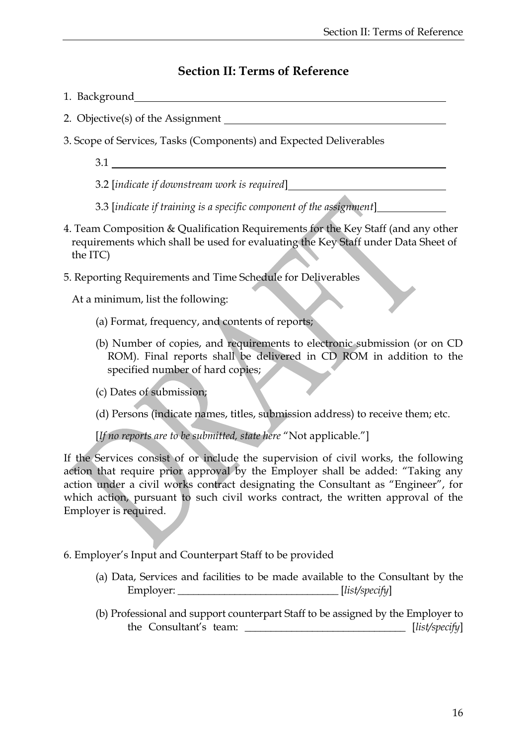## Section II: Terms of Reference

1. Background\_\_\_\_\_\_\_\_\_\_\_\_\_\_\_\_\_\_\_\_\_\_\_\_\_\_\_\_\_\_\_\_\_\_\_\_\_\_\_\_\_\_\_\_\_\_\_\_

2. Objective(s) of the Assignment \_\_\_\_\_\_\_\_\_\_\_\_\_\_\_\_\_\_\_\_\_\_\_\_\_\_\_\_\_\_\_\_

3. Scope of Services, Tasks (Components) and Expected Deliverables

   3.1 \_\_\_\_\_\_\_\_\_\_\_\_\_\_\_\_\_\_\_\_\_\_\_\_\_\_\_\_\_\_\_\_\_\_\_\_\_\_\_\_\_\_\_\_\_\_\_\_

   3.2 [*indicate if downstream work is required*]\_\_\_\_\_\_\_\_\_\_\_\_\_\_\_\_\_\_\_\_\_\_\_\_

   3.3 [*indicate if training is a specific component of the assignment*]\_\_\_\_\_\_\_\_\_\_

4. Team Composition & Qualification Requirements for the Key Staff (and any other requirements which shall be used for evaluating the Key Staff under Data Sheet of the ITC)

5. Reporting Requirements and Time Schedule for Deliverables

   At a minimum, list the following:

   (a) Format, frequency, and contents of reports;

   (b) Number of copies, and requirements to electronic submission (or on CD ROM). Final reports shall be delivered in CD ROM in addition to the specified number of hard copies;

   (c) Dates of submission;

   (d) Persons (indicate names, titles, submission address) to receive them; etc.

   [*If no reports are to be submitted, state here* "Not applicable."]

If the Services consist of or include the supervision of civil works, the following action that require prior approval by the Employer shall be added: "Taking any action under a civil works contract designating the Consultant as "Engineer", for which action, pursuant to such civil works contract, the written approval of the Employer is required.

6. Employer's Input and Counterpart Staff to be provided

   (a) Data, Services and facilities to be made available to the Consultant by the Employer: \_\_\_\_\_\_\_\_\_\_\_\_\_\_\_\_\_\_\_\_\_\_\_\_\_\_\_\_\_\_ [*list/specify*]

   (b) Professional and support counterpart Staff to be assigned by the Employer to the Consultant's team: \_\_\_\_\_\_\_\_\_\_\_\_\_\_\_\_\_\_\_\_\_\_\_\_\_\_\_\_\_\_ [*list/specify*]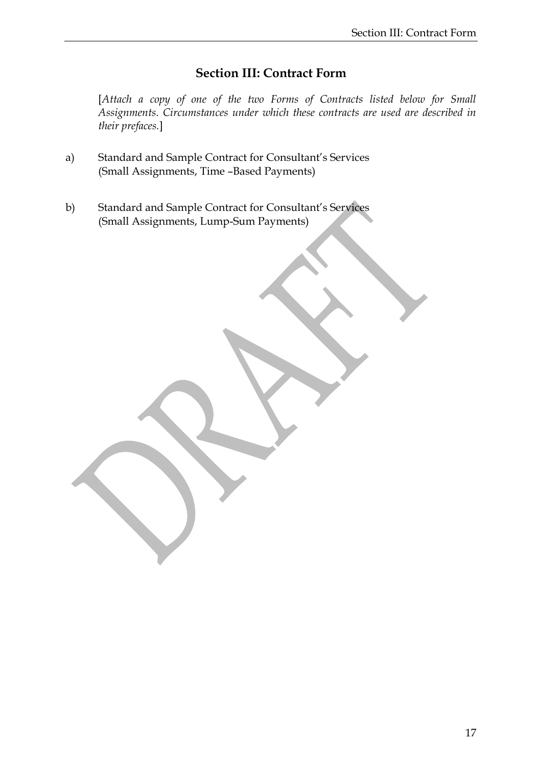# Section III: Contract Form

[*Attach a copy of one of the two Forms of Contracts listed below for Small Assignments. Circumstances under which these contracts are used are described in their prefaces.*]

a) Standard and Sample Contract for Consultant's Services
(Small Assignments, Time –Based Payments)

b) Standard and Sample Contract for Consultant's Services
(Small Assignments, Lump-Sum Payments)